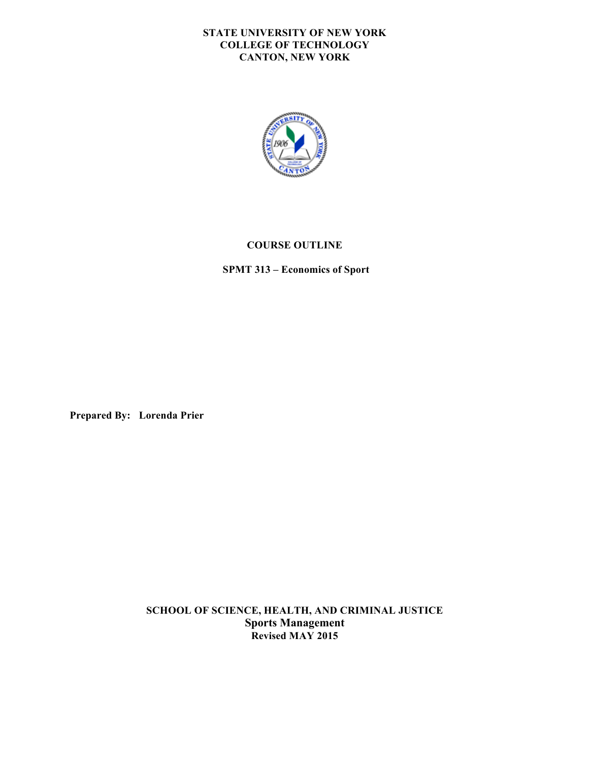**STATE UNIVERSITY OF NEW YORK**
**COLLEGE OF TECHNOLOGY**
**CANTON, NEW YORK**

# COURSE OUTLINE

## SPMT 313 – Economics of Sport

**Prepared By: Lorenda Prier**

**SCHOOL OF SCIENCE, HEALTH, AND CRIMINAL JUSTICE**
**Sports Management**
**Revised MAY 2015**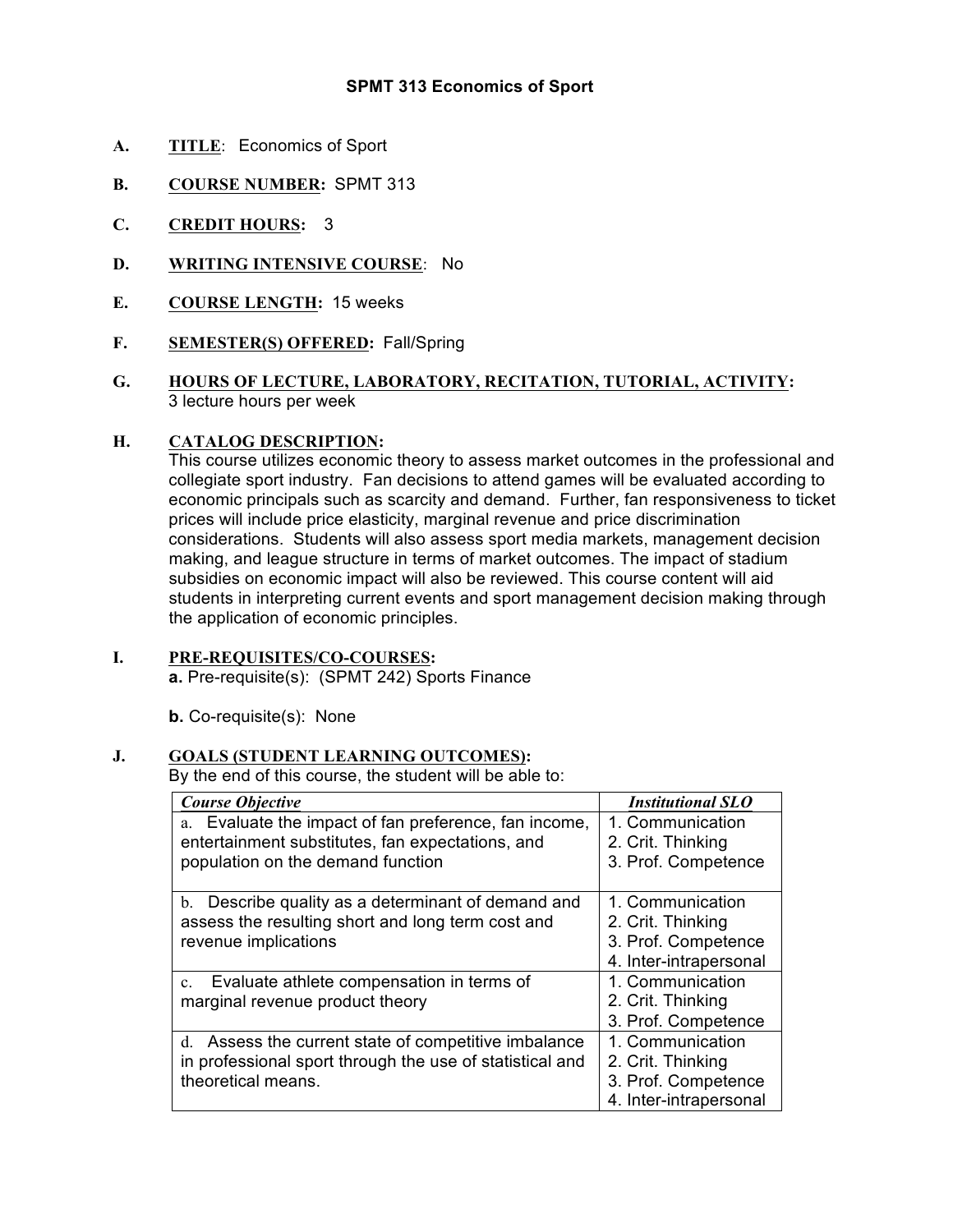# SPMT 313 Economics of Sport

**A. TITLE**: Economics of Sport

**B. COURSE NUMBER:** SPMT 313

**C. CREDIT HOURS:** 3

**D. WRITING INTENSIVE COURSE**: No

**E. COURSE LENGTH:** 15 weeks

**F. SEMESTER(S) OFFERED:** Fall/Spring

**G. HOURS OF LECTURE, LABORATORY, RECITATION, TUTORIAL, ACTIVITY:**
3 lecture hours per week

**H. CATALOG DESCRIPTION:**
This course utilizes economic theory to assess market outcomes in the professional and collegiate sport industry. Fan decisions to attend games will be evaluated according to economic principals such as scarcity and demand. Further, fan responsiveness to ticket prices will include price elasticity, marginal revenue and price discrimination considerations. Students will also assess sport media markets, management decision making, and league structure in terms of market outcomes. The impact of stadium subsidies on economic impact will also be reviewed. This course content will aid students in interpreting current events and sport management decision making through the application of economic principles.

**I. PRE-REQUISITES/CO-COURSES:**
**a.** Pre-requisite(s): (SPMT 242) Sports Finance

**b.** Co-requisite(s): None

**J. GOALS (STUDENT LEARNING OUTCOMES):**
By the end of this course, the student will be able to:

| *Course Objective* | *Institutional SLO* |
|---|---|
| a. Evaluate the impact of fan preference, fan income, entertainment substitutes, fan expectations, and population on the demand function | 1. Communication<br>2. Crit. Thinking<br>3. Prof. Competence |
| b. Describe quality as a determinant of demand and assess the resulting short and long term cost and revenue implications | 1. Communication<br>2. Crit. Thinking<br>3. Prof. Competence<br>4. Inter-intrapersonal |
| c. Evaluate athlete compensation in terms of marginal revenue product theory | 1. Communication<br>2. Crit. Thinking<br>3. Prof. Competence |
| d. Assess the current state of competitive imbalance in professional sport through the use of statistical and theoretical means. | 1. Communication<br>2. Crit. Thinking<br>3. Prof. Competence<br>4. Inter-intrapersonal |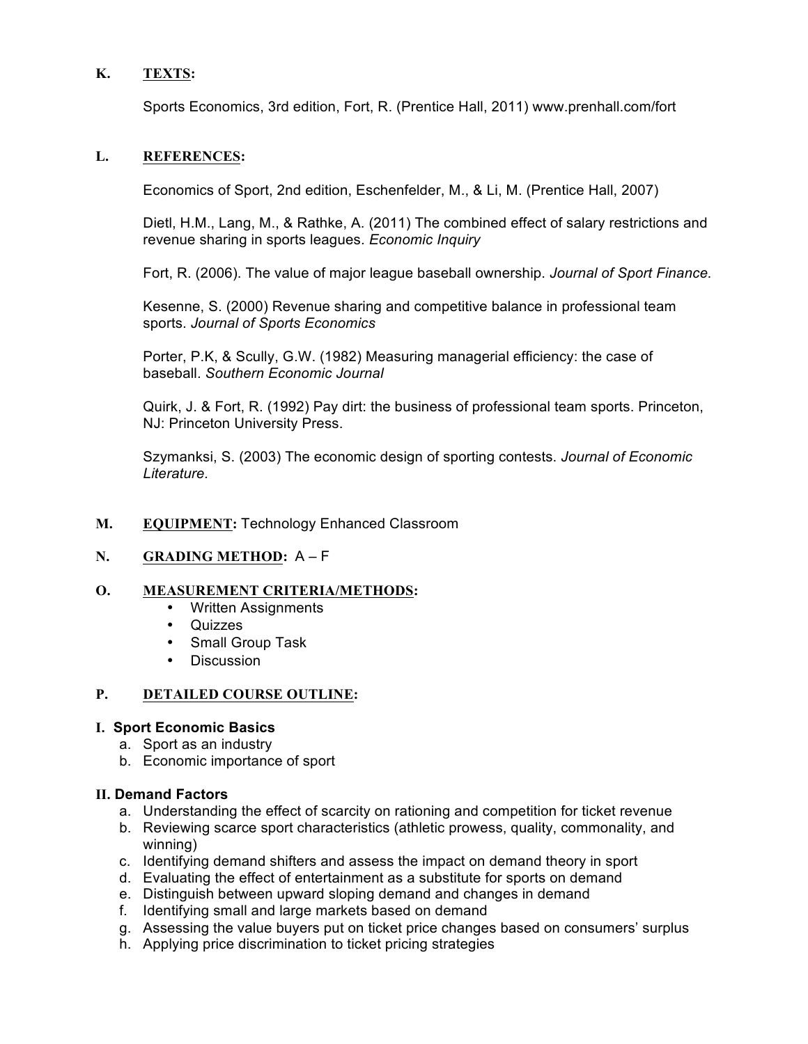**K. TEXTS:**

Sports Economics, 3rd edition, Fort, R. (Prentice Hall, 2011) www.prenhall.com/fort

**L. REFERENCES:**

Economics of Sport, 2nd edition, Eschenfelder, M., & Li, M. (Prentice Hall, 2007)

Dietl, H.M., Lang, M., & Rathke, A. (2011) The combined effect of salary restrictions and revenue sharing in sports leagues. *Economic Inquiry*

Fort, R. (2006). The value of major league baseball ownership. *Journal of Sport Finance*.

Kesenne, S. (2000) Revenue sharing and competitive balance in professional team sports. *Journal of Sports Economics*

Porter, P.K, & Scully, G.W. (1982) Measuring managerial efficiency: the case of baseball. *Southern Economic Journal*

Quirk, J. & Fort, R. (1992) Pay dirt: the business of professional team sports. Princeton, NJ: Princeton University Press.

Szymanksi, S. (2003) The economic design of sporting contests. *Journal of Economic Literature*.

**M. EQUIPMENT:** Technology Enhanced Classroom

**N. GRADING METHOD:** A – F

**O. MEASUREMENT CRITERIA/METHODS:**

- Written Assignments
- Quizzes
- Small Group Task
- Discussion

**P. DETAILED COURSE OUTLINE:**

**I. Sport Economic Basics**

a. Sport as an industry
b. Economic importance of sport

**II. Demand Factors**

a. Understanding the effect of scarcity on rationing and competition for ticket revenue
b. Reviewing scarce sport characteristics (athletic prowess, quality, commonality, and winning)
c. Identifying demand shifters and assess the impact on demand theory in sport
d. Evaluating the effect of entertainment as a substitute for sports on demand
e. Distinguish between upward sloping demand and changes in demand
f. Identifying small and large markets based on demand
g. Assessing the value buyers put on ticket price changes based on consumers' surplus
h. Applying price discrimination to ticket pricing strategies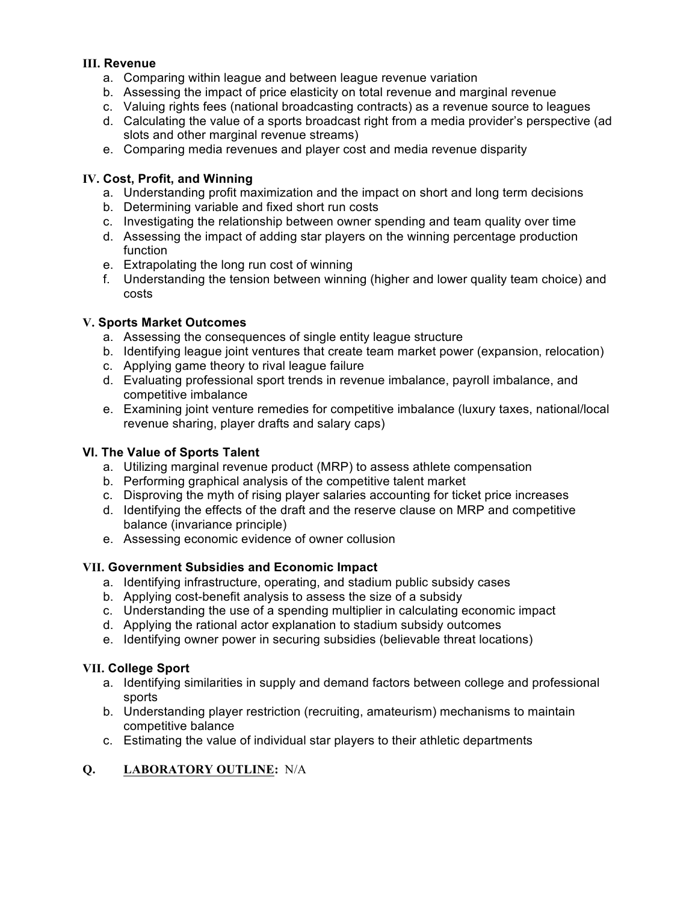### III. Revenue

a. Comparing within league and between league revenue variation
b. Assessing the impact of price elasticity on total revenue and marginal revenue
c. Valuing rights fees (national broadcasting contracts) as a revenue source to leagues
d. Calculating the value of a sports broadcast right from a media provider's perspective (ad slots and other marginal revenue streams)
e. Comparing media revenues and player cost and media revenue disparity

### IV. Cost, Profit, and Winning

a. Understanding profit maximization and the impact on short and long term decisions
b. Determining variable and fixed short run costs
c. Investigating the relationship between owner spending and team quality over time
d. Assessing the impact of adding star players on the winning percentage production function
e. Extrapolating the long run cost of winning
f. Understanding the tension between winning (higher and lower quality team choice) and costs

### V. Sports Market Outcomes

a. Assessing the consequences of single entity league structure
b. Identifying league joint ventures that create team market power (expansion, relocation)
c. Applying game theory to rival league failure
d. Evaluating professional sport trends in revenue imbalance, payroll imbalance, and competitive imbalance
e. Examining joint venture remedies for competitive imbalance (luxury taxes, national/local revenue sharing, player drafts and salary caps)

### VI. The Value of Sports Talent

a. Utilizing marginal revenue product (MRP) to assess athlete compensation
b. Performing graphical analysis of the competitive talent market
c. Disproving the myth of rising player salaries accounting for ticket price increases
d. Identifying the effects of the draft and the reserve clause on MRP and competitive balance (invariance principle)
e. Assessing economic evidence of owner collusion

### VII. Government Subsidies and Economic Impact

a. Identifying infrastructure, operating, and stadium public subsidy cases
b. Applying cost-benefit analysis to assess the size of a subsidy
c. Understanding the use of a spending multiplier in calculating economic impact
d. Applying the rational actor explanation to stadium subsidy outcomes
e. Identifying owner power in securing subsidies (believable threat locations)

### VII. College Sport

a. Identifying similarities in supply and demand factors between college and professional sports
b. Understanding player restriction (recruiting, amateurism) mechanisms to maintain competitive balance
c. Estimating the value of individual star players to their athletic departments

## Q. LABORATORY OUTLINE: N/A